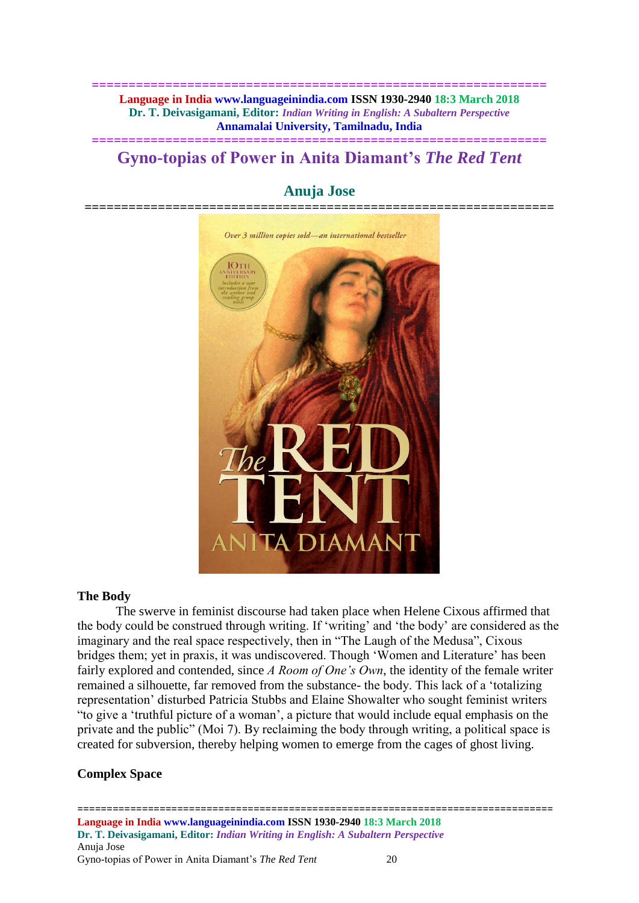# Gyno-topias of Power in Anita Diamant's *The Red Tent*

## Anuja Jose

### The Body

The swerve in feminist discourse had taken place when Helene Cixous affirmed that the body could be construed through writing. If 'writing' and 'the body' are considered as the imaginary and the real space respectively, then in "The Laugh of the Medusa", Cixous bridges them; yet in praxis, it was undiscovered. Though 'Women and Literature' has been fairly explored and contended, since *A Room of One's Own*, the identity of the female writer remained a silhouette, far removed from the substance- the body. This lack of a 'totalizing representation' disturbed Patricia Stubbs and Elaine Showalter who sought feminist writers "to give a 'truthful picture of a woman', a picture that would include equal emphasis on the private and the public" (Moi 7). By reclaiming the body through writing, a political space is created for subversion, thereby helping women to emerge from the cages of ghost living.

### Complex Space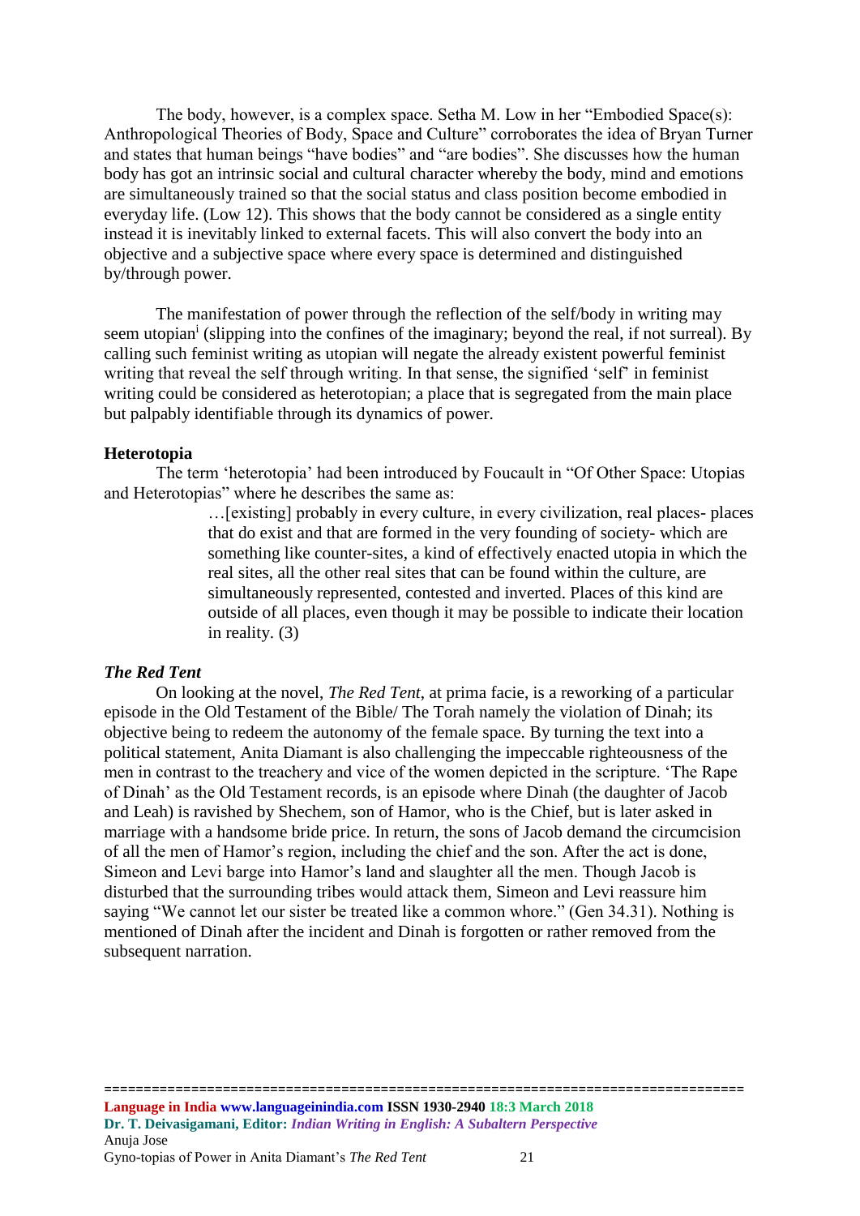The body, however, is a complex space. Setha M. Low in her "Embodied Space(s): Anthropological Theories of Body, Space and Culture" corroborates the idea of Bryan Turner and states that human beings "have bodies" and "are bodies". She discusses how the human body has got an intrinsic social and cultural character whereby the body, mind and emotions are simultaneously trained so that the social status and class position become embodied in everyday life. (Low 12). This shows that the body cannot be considered as a single entity instead it is inevitably linked to external facets. This will also convert the body into an objective and a subjective space where every space is determined and distinguished by/through power.

The manifestation of power through the reflection of the self/body in writing may seem utopian[i] (slipping into the confines of the imaginary; beyond the real, if not surreal). By calling such feminist writing as utopian will negate the already existent powerful feminist writing that reveal the self through writing. In that sense, the signified 'self' in feminist writing could be considered as heterotopian; a place that is segregated from the main place but palpably identifiable through its dynamics of power.

### Heterotopia

The term 'heterotopia' had been introduced by Foucault in "Of Other Space: Utopias and Heterotopias" where he describes the same as:

> …[existing] probably in every culture, in every civilization, real places- places that do exist and that are formed in the very founding of society- which are something like counter-sites, a kind of effectively enacted utopia in which the real sites, all the other real sites that can be found within the culture, are simultaneously represented, contested and inverted. Places of this kind are outside of all places, even though it may be possible to indicate their location in reality. (3)

### *The Red Tent*

On looking at the novel, *The Red Tent*, at prima facie, is a reworking of a particular episode in the Old Testament of the Bible/ The Torah namely the violation of Dinah; its objective being to redeem the autonomy of the female space. By turning the text into a political statement, Anita Diamant is also challenging the impeccable righteousness of the men in contrast to the treachery and vice of the women depicted in the scripture. 'The Rape of Dinah' as the Old Testament records, is an episode where Dinah (the daughter of Jacob and Leah) is ravished by Shechem, son of Hamor, who is the Chief, but is later asked in marriage with a handsome bride price. In return, the sons of Jacob demand the circumcision of all the men of Hamor's region, including the chief and the son. After the act is done, Simeon and Levi barge into Hamor's land and slaughter all the men. Though Jacob is disturbed that the surrounding tribes would attack them, Simeon and Levi reassure him saying "We cannot let our sister be treated like a common whore." (Gen 34.31). Nothing is mentioned of Dinah after the incident and Dinah is forgotten or rather removed from the subsequent narration.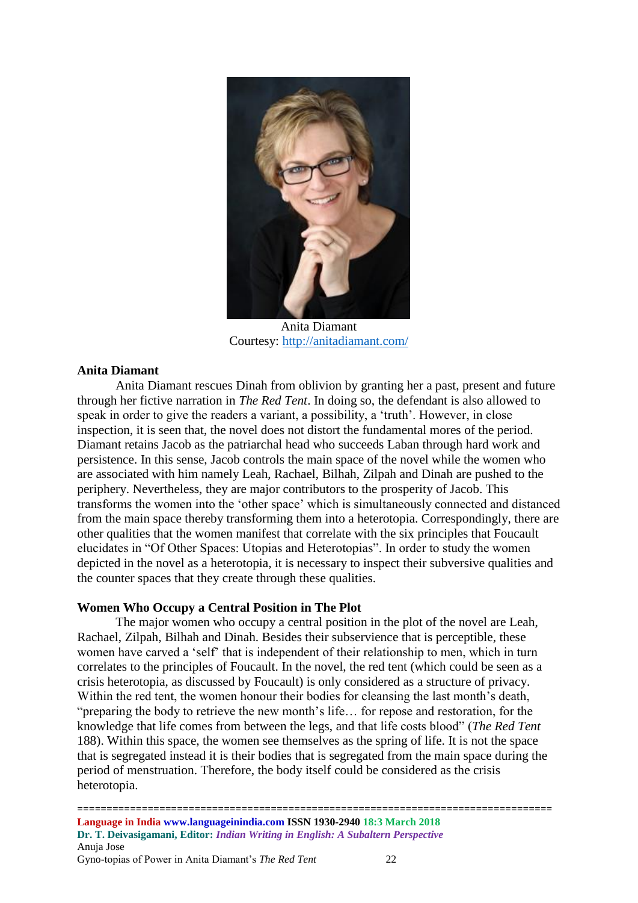Anita Diamant
Courtesy: http://anitadiamant.com/

**Anita Diamant**

Anita Diamant rescues Dinah from oblivion by granting her a past, present and future through her fictive narration in *The Red Tent*. In doing so, the defendant is also allowed to speak in order to give the readers a variant, a possibility, a 'truth'. However, in close inspection, it is seen that, the novel does not distort the fundamental mores of the period. Diamant retains Jacob as the patriarchal head who succeeds Laban through hard work and persistence. In this sense, Jacob controls the main space of the novel while the women who are associated with him namely Leah, Rachael, Bilhah, Zilpah and Dinah are pushed to the periphery. Nevertheless, they are major contributors to the prosperity of Jacob. This transforms the women into the 'other space' which is simultaneously connected and distanced from the main space thereby transforming them into a heterotopia. Correspondingly, there are other qualities that the women manifest that correlate with the six principles that Foucault elucidates in "Of Other Spaces: Utopias and Heterotopias". In order to study the women depicted in the novel as a heterotopia, it is necessary to inspect their subversive qualities and the counter spaces that they create through these qualities.

**Women Who Occupy a Central Position in The Plot**

The major women who occupy a central position in the plot of the novel are Leah, Rachael, Zilpah, Bilhah and Dinah. Besides their subservience that is perceptible, these women have carved a 'self' that is independent of their relationship to men, which in turn correlates to the principles of Foucault. In the novel, the red tent (which could be seen as a crisis heterotopia, as discussed by Foucault) is only considered as a structure of privacy. Within the red tent, the women honour their bodies for cleansing the last month's death, "preparing the body to retrieve the new month's life… for repose and restoration, for the knowledge that life comes from between the legs, and that life costs blood" (*The Red Tent* 188). Within this space, the women see themselves as the spring of life. It is not the space that is segregated instead it is their bodies that is segregated from the main space during the period of menstruation. Therefore, the body itself could be considered as the crisis heterotopia.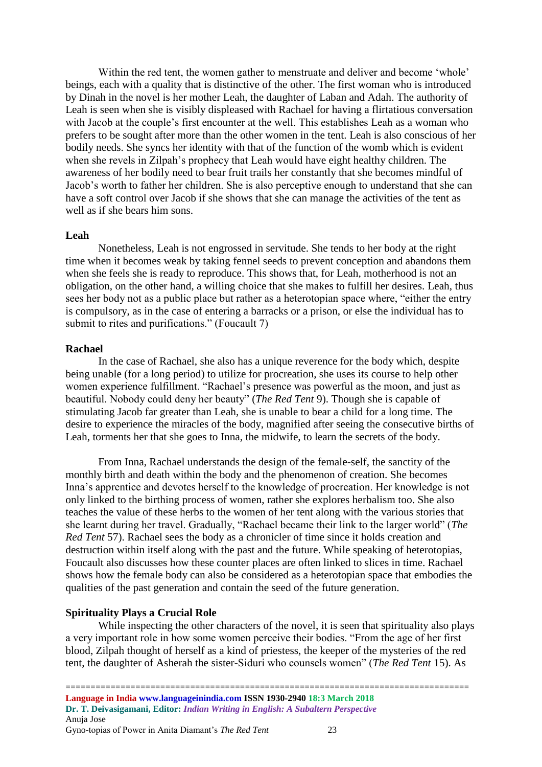Within the red tent, the women gather to menstruate and deliver and become 'whole' beings, each with a quality that is distinctive of the other. The first woman who is introduced by Dinah in the novel is her mother Leah, the daughter of Laban and Adah. The authority of Leah is seen when she is visibly displeased with Rachael for having a flirtatious conversation with Jacob at the couple's first encounter at the well. This establishes Leah as a woman who prefers to be sought after more than the other women in the tent. Leah is also conscious of her bodily needs. She syncs her identity with that of the function of the womb which is evident when she revels in Zilpah's prophecy that Leah would have eight healthy children. The awareness of her bodily need to bear fruit trails her constantly that she becomes mindful of Jacob's worth to father her children. She is also perceptive enough to understand that she can have a soft control over Jacob if she shows that she can manage the activities of the tent as well as if she bears him sons.

**Leah**

Nonetheless, Leah is not engrossed in servitude. She tends to her body at the right time when it becomes weak by taking fennel seeds to prevent conception and abandons them when she feels she is ready to reproduce. This shows that, for Leah, motherhood is not an obligation, on the other hand, a willing choice that she makes to fulfill her desires. Leah, thus sees her body not as a public place but rather as a heterotopian space where, "either the entry is compulsory, as in the case of entering a barracks or a prison, or else the individual has to submit to rites and purifications." (Foucault 7)

**Rachael**

In the case of Rachael, she also has a unique reverence for the body which, despite being unable (for a long period) to utilize for procreation, she uses its course to help other women experience fulfillment. "Rachael's presence was powerful as the moon, and just as beautiful. Nobody could deny her beauty" (*The Red Tent* 9). Though she is capable of stimulating Jacob far greater than Leah, she is unable to bear a child for a long time. The desire to experience the miracles of the body, magnified after seeing the consecutive births of Leah, torments her that she goes to Inna, the midwife, to learn the secrets of the body.

From Inna, Rachael understands the design of the female-self, the sanctity of the monthly birth and death within the body and the phenomenon of creation. She becomes Inna's apprentice and devotes herself to the knowledge of procreation. Her knowledge is not only linked to the birthing process of women, rather she explores herbalism too. She also teaches the value of these herbs to the women of her tent along with the various stories that she learnt during her travel. Gradually, "Rachael became their link to the larger world" (*The Red Tent* 57). Rachael sees the body as a chronicler of time since it holds creation and destruction within itself along with the past and the future. While speaking of heterotopias, Foucault also discusses how these counter places are often linked to slices in time. Rachael shows how the female body can also be considered as a heterotopian space that embodies the qualities of the past generation and contain the seed of the future generation.

**Spirituality Plays a Crucial Role**

While inspecting the other characters of the novel, it is seen that spirituality also plays a very important role in how some women perceive their bodies. "From the age of her first blood, Zilpah thought of herself as a kind of priestess, the keeper of the mysteries of the red tent, the daughter of Asherah the sister-Siduri who counsels women" (*The Red Tent* 15). As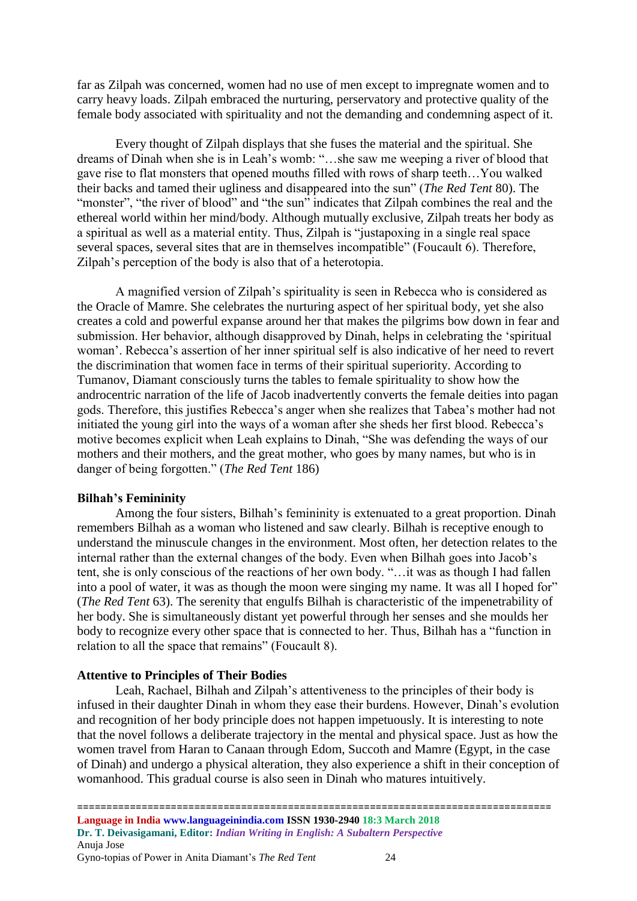far as Zilpah was concerned, women had no use of men except to impregnate women and to carry heavy loads. Zilpah embraced the nurturing, perservatory and protective quality of the female body associated with spirituality and not the demanding and condemning aspect of it.

Every thought of Zilpah displays that she fuses the material and the spiritual. She dreams of Dinah when she is in Leah's womb: "…she saw me weeping a river of blood that gave rise to flat monsters that opened mouths filled with rows of sharp teeth…You walked their backs and tamed their ugliness and disappeared into the sun" (*The Red Tent* 80). The "monster", "the river of blood" and "the sun" indicates that Zilpah combines the real and the ethereal world within her mind/body. Although mutually exclusive, Zilpah treats her body as a spiritual as well as a material entity. Thus, Zilpah is "justapoxing in a single real space several spaces, several sites that are in themselves incompatible" (Foucault 6). Therefore, Zilpah's perception of the body is also that of a heterotopia.

A magnified version of Zilpah's spirituality is seen in Rebecca who is considered as the Oracle of Mamre. She celebrates the nurturing aspect of her spiritual body, yet she also creates a cold and powerful expanse around her that makes the pilgrims bow down in fear and submission. Her behavior, although disapproved by Dinah, helps in celebrating the 'spiritual woman'. Rebecca's assertion of her inner spiritual self is also indicative of her need to revert the discrimination that women face in terms of their spiritual superiority. According to Tumanov, Diamant consciously turns the tables to female spirituality to show how the androcentric narration of the life of Jacob inadvertently converts the female deities into pagan gods. Therefore, this justifies Rebecca's anger when she realizes that Tabea's mother had not initiated the young girl into the ways of a woman after she sheds her first blood. Rebecca's motive becomes explicit when Leah explains to Dinah, "She was defending the ways of our mothers and their mothers, and the great mother, who goes by many names, but who is in danger of being forgotten." (*The Red Tent* 186)

**Bilhah's Femininity**

Among the four sisters, Bilhah's femininity is extenuated to a great proportion. Dinah remembers Bilhah as a woman who listened and saw clearly. Bilhah is receptive enough to understand the minuscule changes in the environment. Most often, her detection relates to the internal rather than the external changes of the body. Even when Bilhah goes into Jacob's tent, she is only conscious of the reactions of her own body. "…it was as though I had fallen into a pool of water, it was as though the moon were singing my name. It was all I hoped for" (*The Red Tent* 63). The serenity that engulfs Bilhah is characteristic of the impenetrability of her body. She is simultaneously distant yet powerful through her senses and she moulds her body to recognize every other space that is connected to her. Thus, Bilhah has a "function in relation to all the space that remains" (Foucault 8).

**Attentive to Principles of Their Bodies**

Leah, Rachael, Bilhah and Zilpah's attentiveness to the principles of their body is infused in their daughter Dinah in whom they ease their burdens. However, Dinah's evolution and recognition of her body principle does not happen impetuously. It is interesting to note that the novel follows a deliberate trajectory in the mental and physical space. Just as how the women travel from Haran to Canaan through Edom, Succoth and Mamre (Egypt, in the case of Dinah) and undergo a physical alteration, they also experience a shift in their conception of womanhood. This gradual course is also seen in Dinah who matures intuitively.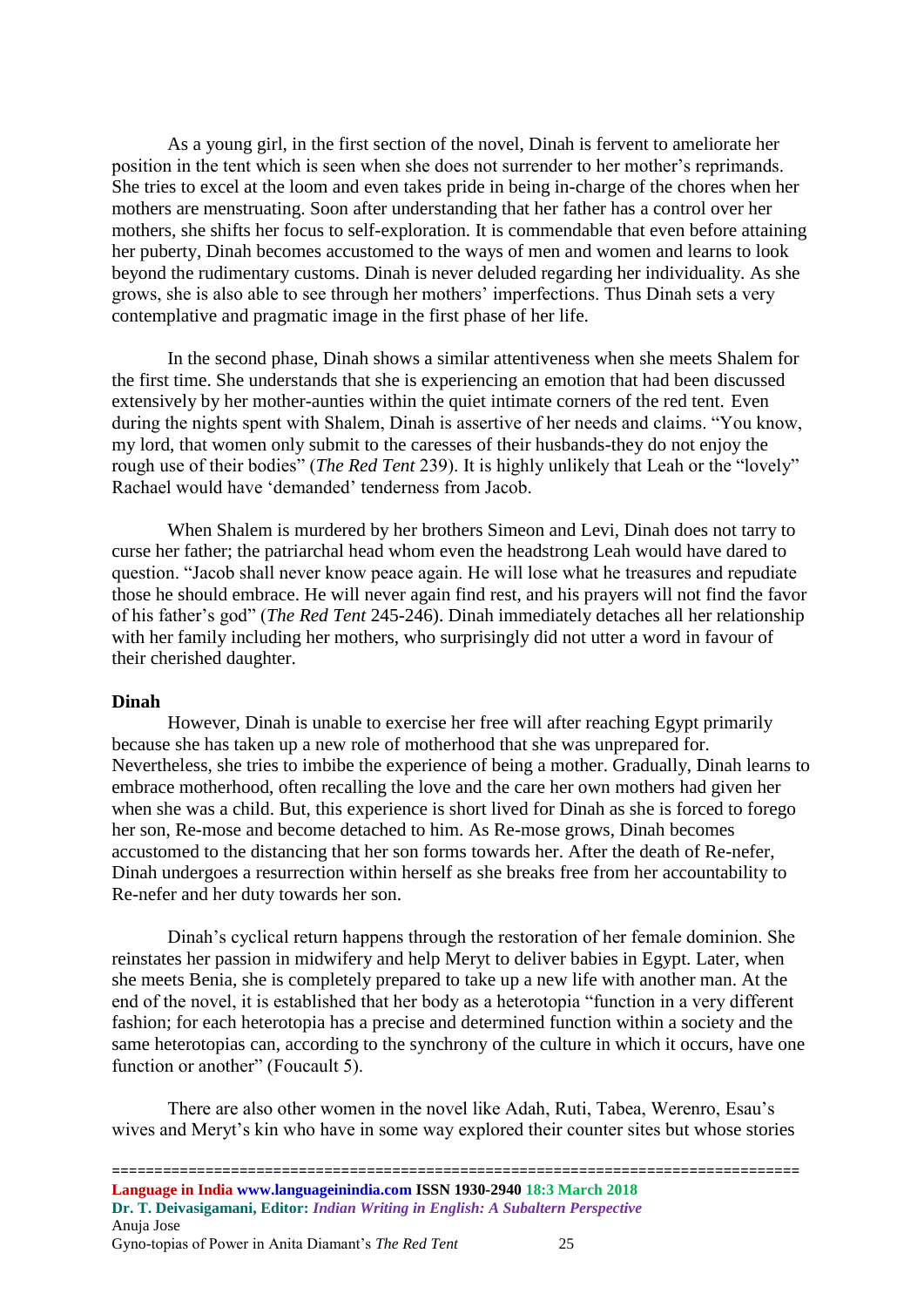As a young girl, in the first section of the novel, Dinah is fervent to ameliorate her position in the tent which is seen when she does not surrender to her mother's reprimands. She tries to excel at the loom and even takes pride in being in-charge of the chores when her mothers are menstruating. Soon after understanding that her father has a control over her mothers, she shifts her focus to self-exploration. It is commendable that even before attaining her puberty, Dinah becomes accustomed to the ways of men and women and learns to look beyond the rudimentary customs. Dinah is never deluded regarding her individuality. As she grows, she is also able to see through her mothers' imperfections. Thus Dinah sets a very contemplative and pragmatic image in the first phase of her life.

In the second phase, Dinah shows a similar attentiveness when she meets Shalem for the first time. She understands that she is experiencing an emotion that had been discussed extensively by her mother-aunties within the quiet intimate corners of the red tent. Even during the nights spent with Shalem, Dinah is assertive of her needs and claims. "You know, my lord, that women only submit to the caresses of their husbands-they do not enjoy the rough use of their bodies" (*The Red Tent* 239). It is highly unlikely that Leah or the "lovely" Rachael would have 'demanded' tenderness from Jacob.

When Shalem is murdered by her brothers Simeon and Levi, Dinah does not tarry to curse her father; the patriarchal head whom even the headstrong Leah would have dared to question. "Jacob shall never know peace again. He will lose what he treasures and repudiate those he should embrace. He will never again find rest, and his prayers will not find the favor of his father's god" (*The Red Tent* 245-246). Dinah immediately detaches all her relationship with her family including her mothers, who surprisingly did not utter a word in favour of their cherished daughter.

**Dinah**

However, Dinah is unable to exercise her free will after reaching Egypt primarily because she has taken up a new role of motherhood that she was unprepared for. Nevertheless, she tries to imbibe the experience of being a mother. Gradually, Dinah learns to embrace motherhood, often recalling the love and the care her own mothers had given her when she was a child. But, this experience is short lived for Dinah as she is forced to forego her son, Re-mose and become detached to him. As Re-mose grows, Dinah becomes accustomed to the distancing that her son forms towards her. After the death of Re-nefer, Dinah undergoes a resurrection within herself as she breaks free from her accountability to Re-nefer and her duty towards her son.

Dinah's cyclical return happens through the restoration of her female dominion. She reinstates her passion in midwifery and help Meryt to deliver babies in Egypt. Later, when she meets Benia, she is completely prepared to take up a new life with another man. At the end of the novel, it is established that her body as a heterotopia "function in a very different fashion; for each heterotopia has a precise and determined function within a society and the same heterotopias can, according to the synchrony of the culture in which it occurs, have one function or another" (Foucault 5).

There are also other women in the novel like Adah, Ruti, Tabea, Werenro, Esau's wives and Meryt's kin who have in some way explored their counter sites but whose stories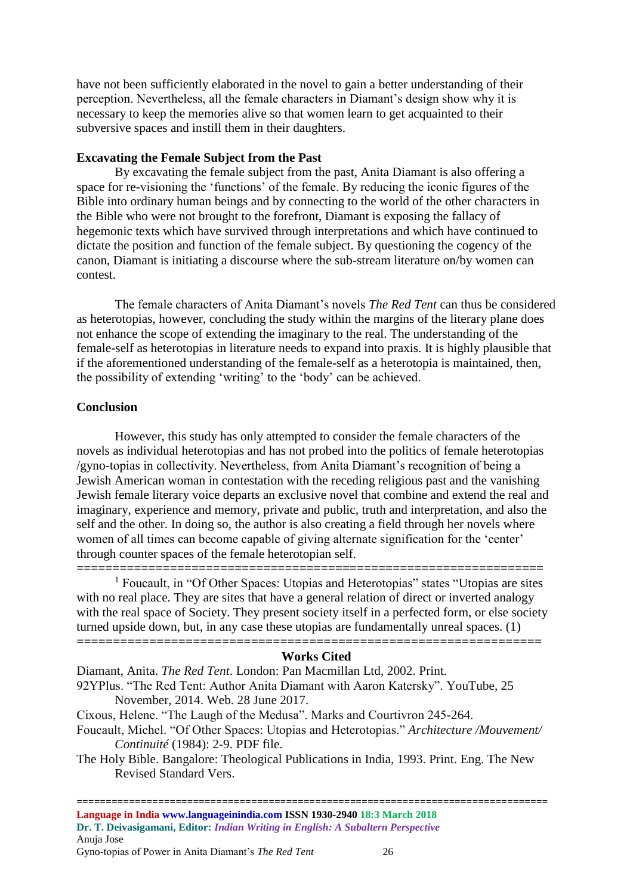have not been sufficiently elaborated in the novel to gain a better understanding of their perception. Nevertheless, all the female characters in Diamant's design show why it is necessary to keep the memories alive so that women learn to get acquainted to their subversive spaces and instill them in their daughters.

## Excavating the Female Subject from the Past

By excavating the female subject from the past, Anita Diamant is also offering a space for re-visioning the 'functions' of the female. By reducing the iconic figures of the Bible into ordinary human beings and by connecting to the world of the other characters in the Bible who were not brought to the forefront, Diamant is exposing the fallacy of hegemonic texts which have survived through interpretations and which have continued to dictate the position and function of the female subject. By questioning the cogency of the canon, Diamant is initiating a discourse where the sub-stream literature on/by women can contest.

The female characters of Anita Diamant's novels *The Red Tent* can thus be considered as heterotopias, however, concluding the study within the margins of the literary plane does not enhance the scope of extending the imaginary to the real. The understanding of the female-self as heterotopias in literature needs to expand into praxis. It is highly plausible that if the aforementioned understanding of the female-self as a heterotopia is maintained, then, the possibility of extending 'writing' to the 'body' can be achieved.

## Conclusion

However, this study has only attempted to consider the female characters of the novels as individual heterotopias and has not probed into the politics of female heterotopias /gyno-topias in collectivity. Nevertheless, from Anita Diamant's recognition of being a Jewish American woman in contestation with the receding religious past and the vanishing Jewish female literary voice departs an exclusive novel that combine and extend the real and imaginary, experience and memory, private and public, truth and interpretation, and also the self and the other. In doing so, the author is also creating a field through her novels where women of all times can become capable of giving alternate signification for the 'center' through counter spaces of the female heterotopian self.

---

[1] Foucault, in "Of Other Spaces: Utopias and Heterotopias" states "Utopias are sites with no real place. They are sites that have a general relation of direct or inverted analogy with the real space of Society. They present society itself in a perfected form, or else society turned upside down, but, in any case these utopias are fundamentally unreal spaces. (1)

---

## Works Cited

Diamant, Anita. *The Red Tent*. London: Pan Macmillan Ltd, 2002. Print.

92YPlus. "The Red Tent: Author Anita Diamant with Aaron Katersky". YouTube, 25 November, 2014. Web. 28 June 2017.

Cixous, Helene. "The Laugh of the Medusa". Marks and Courtivron 245-264.

Foucault, Michel. "Of Other Spaces: Utopias and Heterotopias." *Architecture /Mouvement/ Continuité* (1984): 2-9. PDF file.

The Holy Bible. Bangalore: Theological Publications in India, 1993. Print. Eng. The New Revised Standard Vers.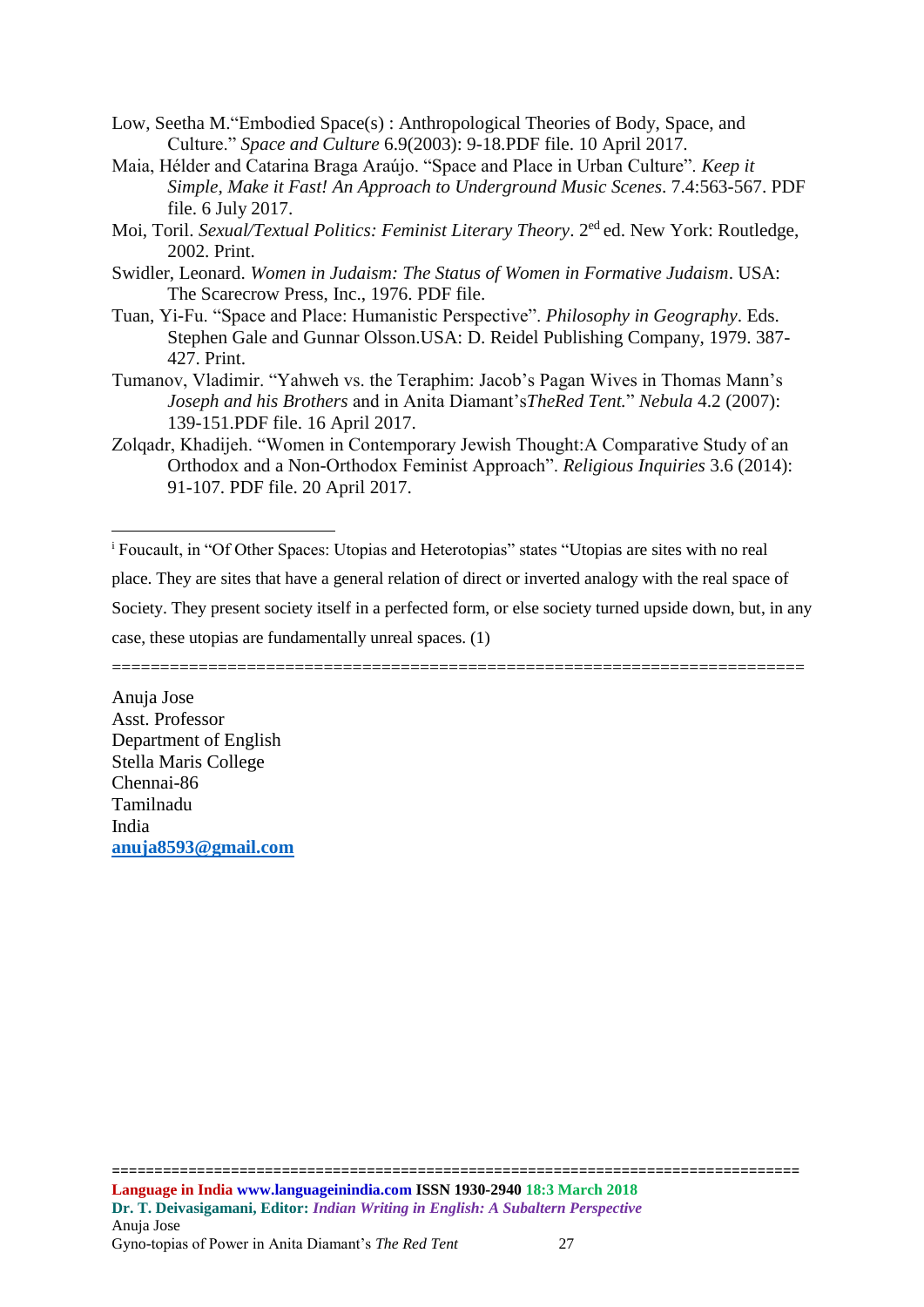Low, Seetha M."Embodied Space(s) : Anthropological Theories of Body, Space, and Culture." *Space and Culture* 6.9(2003): 9-18.PDF file. 10 April 2017.

Maia, Hélder and Catarina Braga Araújo. "Space and Place in Urban Culture". *Keep it Simple, Make it Fast! An Approach to Underground Music Scenes*. 7.4:563-567. PDF file. 6 July 2017.

Moi, Toril. *Sexual/Textual Politics: Feminist Literary Theory*. 2[ed] ed. New York: Routledge, 2002. Print.

Swidler, Leonard. *Women in Judaism: The Status of Women in Formative Judaism*. USA: The Scarecrow Press, Inc., 1976. PDF file.

Tuan, Yi-Fu. "Space and Place: Humanistic Perspective". *Philosophy in Geography*. Eds. Stephen Gale and Gunnar Olsson.USA: D. Reidel Publishing Company, 1979. 387-427. Print.

Tumanov, Vladimir. "Yahweh vs. the Teraphim: Jacob's Pagan Wives in Thomas Mann's *Joseph and his Brothers* and in Anita Diamant's*TheRed Tent.*" *Nebula* 4.2 (2007): 139-151.PDF file. 16 April 2017.

Zolqadr, Khadijeh. "Women in Contemporary Jewish Thought:A Comparative Study of an Orthodox and a Non-Orthodox Feminist Approach". *Religious Inquiries* 3.6 (2014): 91-107. PDF file. 20 April 2017.

---

[i] Foucault, in "Of Other Spaces: Utopias and Heterotopias" states "Utopias are sites with no real place. They are sites that have a general relation of direct or inverted analogy with the real space of Society. They present society itself in a perfected form, or else society turned upside down, but, in any case, these utopias are fundamentally unreal spaces. (1)

=====================================================================

Anuja Jose
Asst. Professor
Department of English
Stella Maris College
Chennai-86
Tamilnadu
India
**anuja8593@gmail.com**